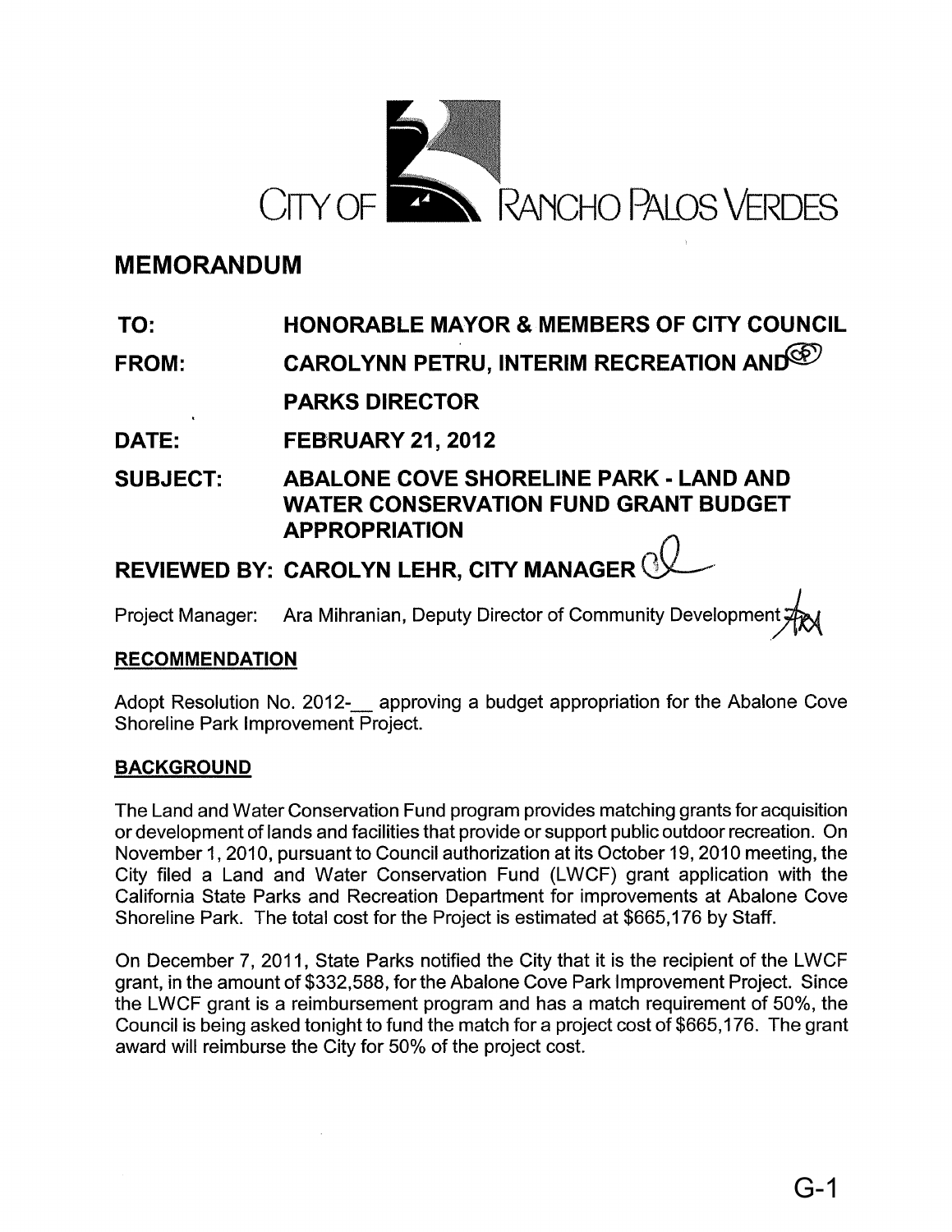CITY OF RANCHO PALOS VERDES

# MEMORANDUM

**TO:** HONORABLE MAYOR & MEMBERS OF CITY COUNCIL

**FROM:** CAROLYNN PETRU, INTERIM RECREATION AND PARKS DIRECTOR

**DATE:** FEBRUARY 21, 2012

**SUBJECT:** ABALONE COVE SHORELINE PARK - LAND AND WATER CONSERVATION FUND GRANT BUDGET APPROPRIATION

**REVIEWED BY:** CAROLYN LEHR, CITY MANAGER

Project Manager: Ara Mihranian, Deputy Director of Community Development

## RECOMMENDATION

Adopt Resolution No. 2012-__ approving a budget appropriation for the Abalone Cove Shoreline Park Improvement Project.

## BACKGROUND

The Land and Water Conservation Fund program provides matching grants for acquisition or development of lands and facilities that provide or support public outdoor recreation. On November 1, 2010, pursuant to Council authorization at its October 19, 2010 meeting, the City filed a Land and Water Conservation Fund (LWCF) grant application with the California State Parks and Recreation Department for improvements at Abalone Cove Shoreline Park. The total cost for the Project is estimated at $665,176 by Staff.

On December 7, 2011, State Parks notified the City that it is the recipient of the LWCF grant, in the amount of $332,588, for the Abalone Cove Park Improvement Project. Since the LWCF grant is a reimbursement program and has a match requirement of 50%, the Council is being asked tonight to fund the match for a project cost of $665,176. The grant award will reimburse the City for 50% of the project cost.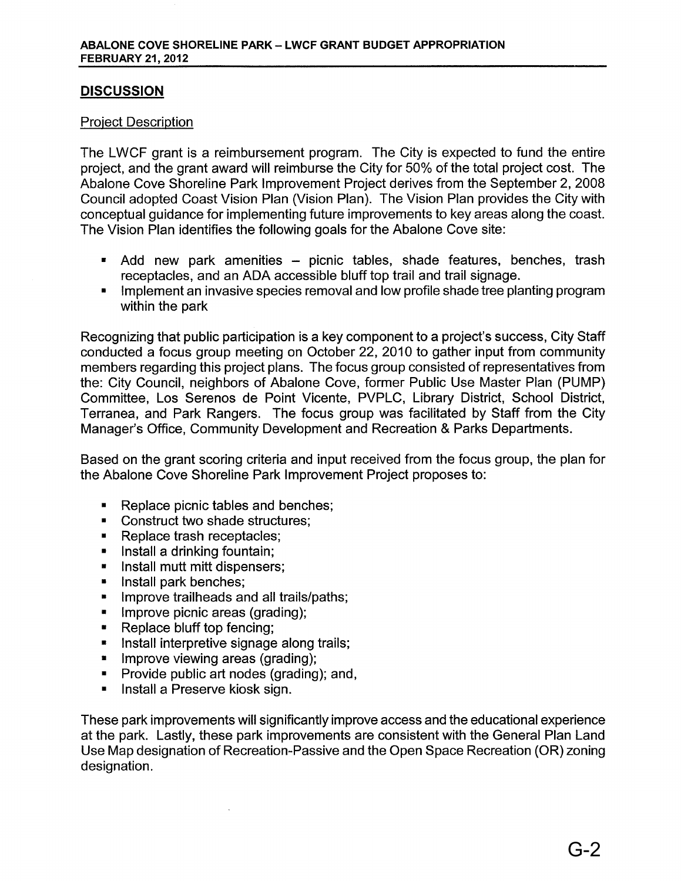## DISCUSSION

Project Description

The LWCF grant is a reimbursement program. The City is expected to fund the entire project, and the grant award will reimburse the City for 50% of the total project cost. The Abalone Cove Shoreline Park Improvement Project derives from the September 2, 2008 Council adopted Coast Vision Plan (Vision Plan). The Vision Plan provides the City with conceptual guidance for implementing future improvements to key areas along the coast. The Vision Plan identifies the following goals for the Abalone Cove site:

- Add new park amenities – picnic tables, shade features, benches, trash receptacles, and an ADA accessible bluff top trail and trail signage.
- Implement an invasive species removal and low profile shade tree planting program within the park

Recognizing that public participation is a key component to a project's success, City Staff conducted a focus group meeting on October 22, 2010 to gather input from community members regarding this project plans. The focus group consisted of representatives from the: City Council, neighbors of Abalone Cove, former Public Use Master Plan (PUMP) Committee, Los Serenos de Point Vicente, PVPLC, Library District, School District, Terranea, and Park Rangers. The focus group was facilitated by Staff from the City Manager's Office, Community Development and Recreation & Parks Departments.

Based on the grant scoring criteria and input received from the focus group, the plan for the Abalone Cove Shoreline Park Improvement Project proposes to:

- Replace picnic tables and benches;
- Construct two shade structures;
- Replace trash receptacles;
- Install a drinking fountain;
- Install mutt mitt dispensers;
- Install park benches;
- Improve trailheads and all trails/paths;
- Improve picnic areas (grading);
- Replace bluff top fencing;
- Install interpretive signage along trails;
- Improve viewing areas (grading);
- Provide public art nodes (grading); and,
- Install a Preserve kiosk sign.

These park improvements will significantly improve access and the educational experience at the park. Lastly, these park improvements are consistent with the General Plan Land Use Map designation of Recreation-Passive and the Open Space Recreation (OR) zoning designation.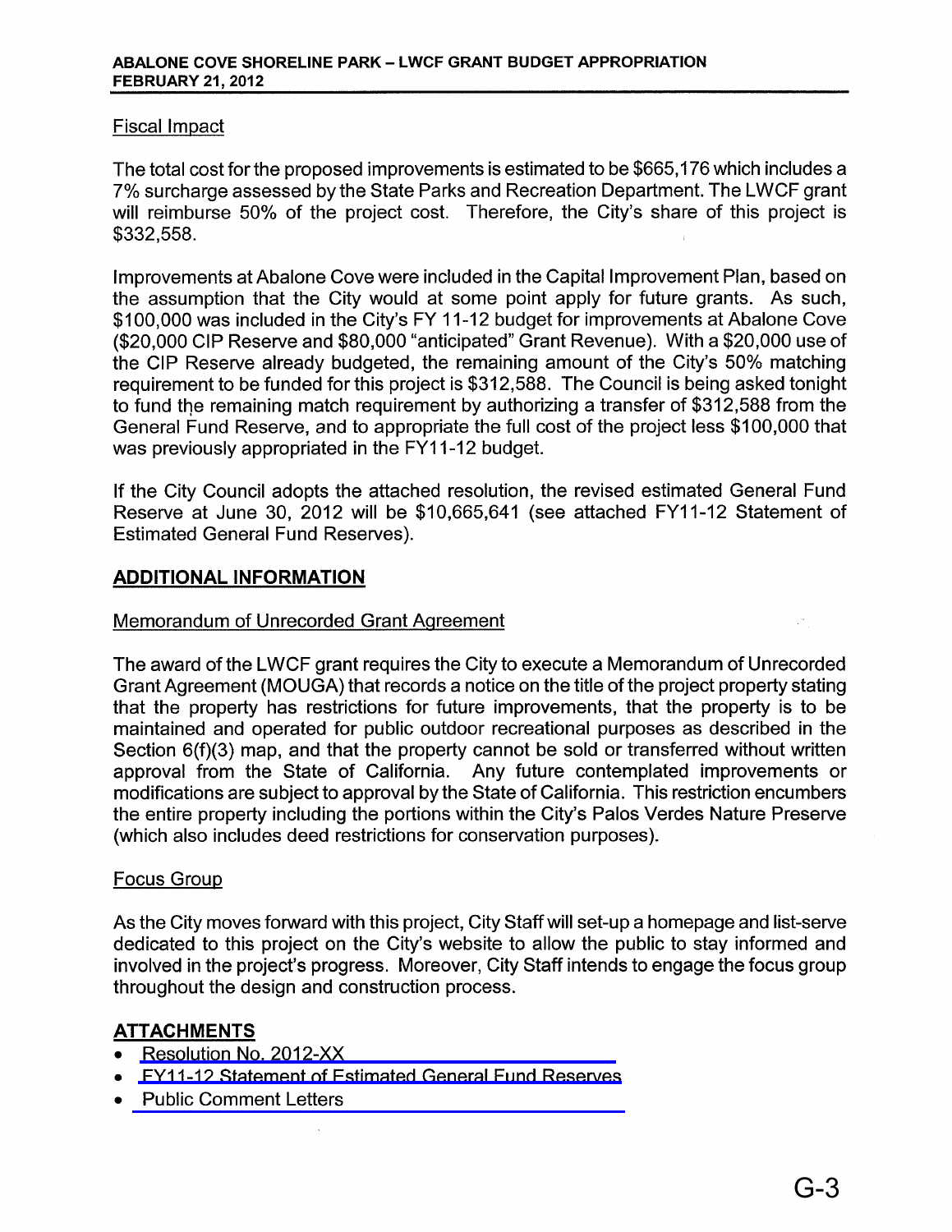Fiscal Impact

The total cost for the proposed improvements is estimated to be $665,176 which includes a 7% surcharge assessed by the State Parks and Recreation Department. The LWCF grant will reimburse 50% of the project cost. Therefore, the City's share of this project is $332,558.

Improvements at Abalone Cove were included in the Capital Improvement Plan, based on the assumption that the City would at some point apply for future grants. As such, $100,000 was included in the City's FY 11-12 budget for improvements at Abalone Cove ($20,000 CIP Reserve and $80,000 "anticipated" Grant Revenue). With a $20,000 use of the CIP Reserve already budgeted, the remaining amount of the City's 50% matching requirement to be funded for this project is $312,588. The Council is being asked tonight to fund the remaining match requirement by authorizing a transfer of $312,588 from the General Fund Reserve, and to appropriate the full cost of the project less $100,000 that was previously appropriated in the FY11-12 budget.

If the City Council adopts the attached resolution, the revised estimated General Fund Reserve at June 30, 2012 will be $10,665,641 (see attached FY11-12 Statement of Estimated General Fund Reserves).

## ADDITIONAL INFORMATION

Memorandum of Unrecorded Grant Agreement

The award of the LWCF grant requires the City to execute a Memorandum of Unrecorded Grant Agreement (MOUGA) that records a notice on the title of the project property stating that the property has restrictions for future improvements, that the property is to be maintained and operated for public outdoor recreational purposes as described in the Section 6(f)(3) map, and that the property cannot be sold or transferred without written approval from the State of California. Any future contemplated improvements or modifications are subject to approval by the State of California. This restriction encumbers the entire property including the portions within the City's Palos Verdes Nature Preserve (which also includes deed restrictions for conservation purposes).

Focus Group

As the City moves forward with this project, City Staff will set-up a homepage and list-serve dedicated to this project on the City's website to allow the public to stay informed and involved in the project's progress. Moreover, City Staff intends to engage the focus group throughout the design and construction process.

## ATTACHMENTS

- Resolution No. 2012-XX
- FY11-12 Statement of Estimated General Fund Reserves
- Public Comment Letters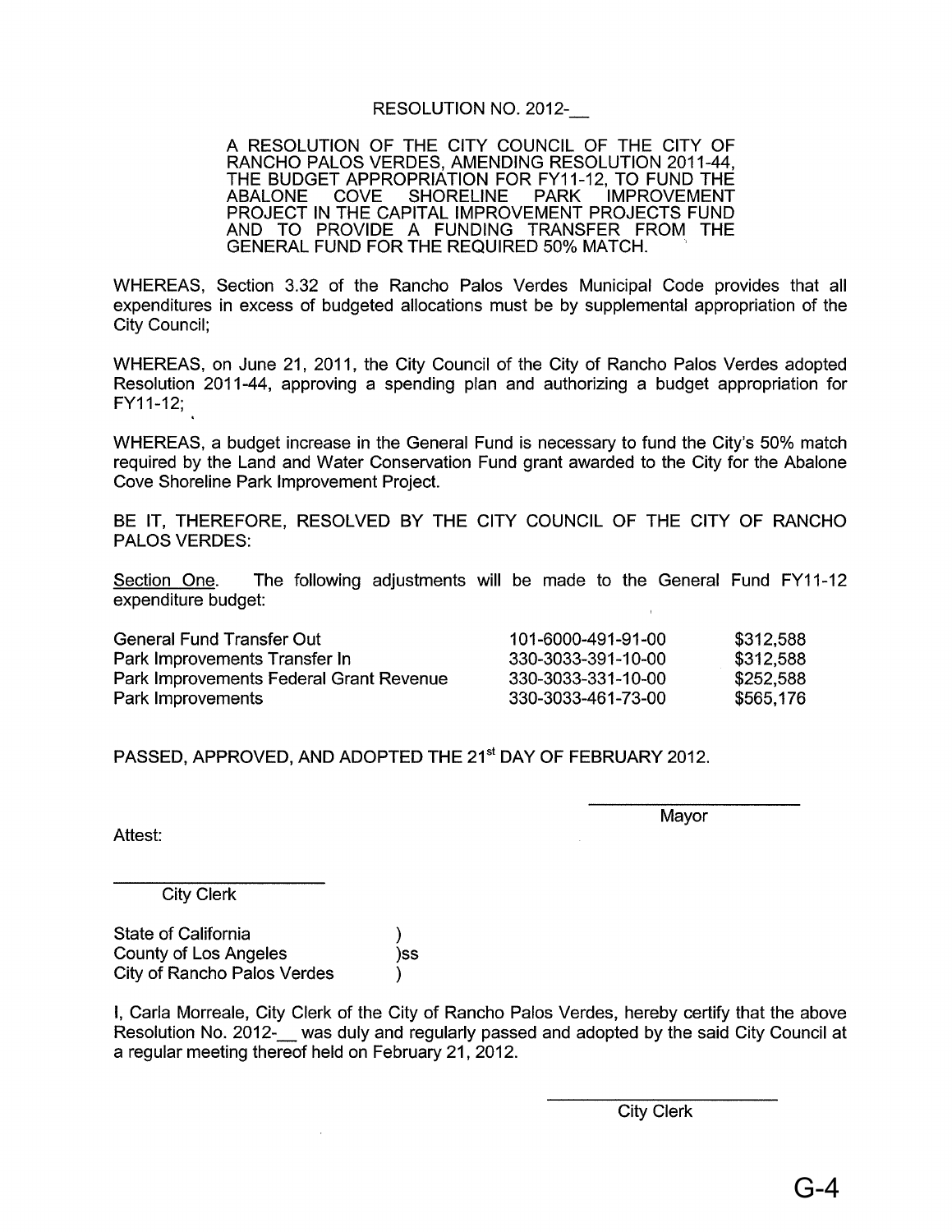RESOLUTION NO. 2012-__

A RESOLUTION OF THE CITY COUNCIL OF THE CITY OF RANCHO PALOS VERDES, AMENDING RESOLUTION 2011-44, THE BUDGET APPROPRIATION FOR FY11-12, TO FUND THE ABALONE COVE SHORELINE PARK IMPROVEMENT PROJECT IN THE CAPITAL IMPROVEMENT PROJECTS FUND AND TO PROVIDE A FUNDING TRANSFER FROM THE GENERAL FUND FOR THE REQUIRED 50% MATCH.

WHEREAS, Section 3.32 of the Rancho Palos Verdes Municipal Code provides that all expenditures in excess of budgeted allocations must be by supplemental appropriation of the City Council;

WHEREAS, on June 21, 2011, the City Council of the City of Rancho Palos Verdes adopted Resolution 2011-44, approving a spending plan and authorizing a budget appropriation for FY11-12;

WHEREAS, a budget increase in the General Fund is necessary to fund the City's 50% match required by the Land and Water Conservation Fund grant awarded to the City for the Abalone Cove Shoreline Park Improvement Project.

BE IT, THEREFORE, RESOLVED BY THE CITY COUNCIL OF THE CITY OF RANCHO PALOS VERDES:

Section One. The following adjustments will be made to the General Fund FY11-12 expenditure budget:

| | | |
|---|---|---|
| General Fund Transfer Out | 101-6000-491-91-00 | $312,588 |
| Park Improvements Transfer In | 330-3033-391-10-00 | $312,588 |
| Park Improvements Federal Grant Revenue | 330-3033-331-10-00 | $252,588 |
| Park Improvements | 330-3033-461-73-00 | $565,176 |

PASSED, APPROVED, AND ADOPTED THE 21st DAY OF FEBRUARY 2012.

\_\_\_\_\_\_\_\_\_\_\_\_\_\_\_\_\_\_\_\_\_\_
Mayor

Attest:

\_\_\_\_\_\_\_\_\_\_\_\_\_\_\_\_\_\_\_\_\_\_
City Clerk

State of California )
County of Los Angeles )ss
City of Rancho Palos Verdes )

I, Carla Morreale, City Clerk of the City of Rancho Palos Verdes, hereby certify that the above Resolution No. 2012-__ was duly and regularly passed and adopted by the said City Council at a regular meeting thereof held on February 21, 2012.

\_\_\_\_\_\_\_\_\_\_\_\_\_\_\_\_\_\_\_\_\_\_
City Clerk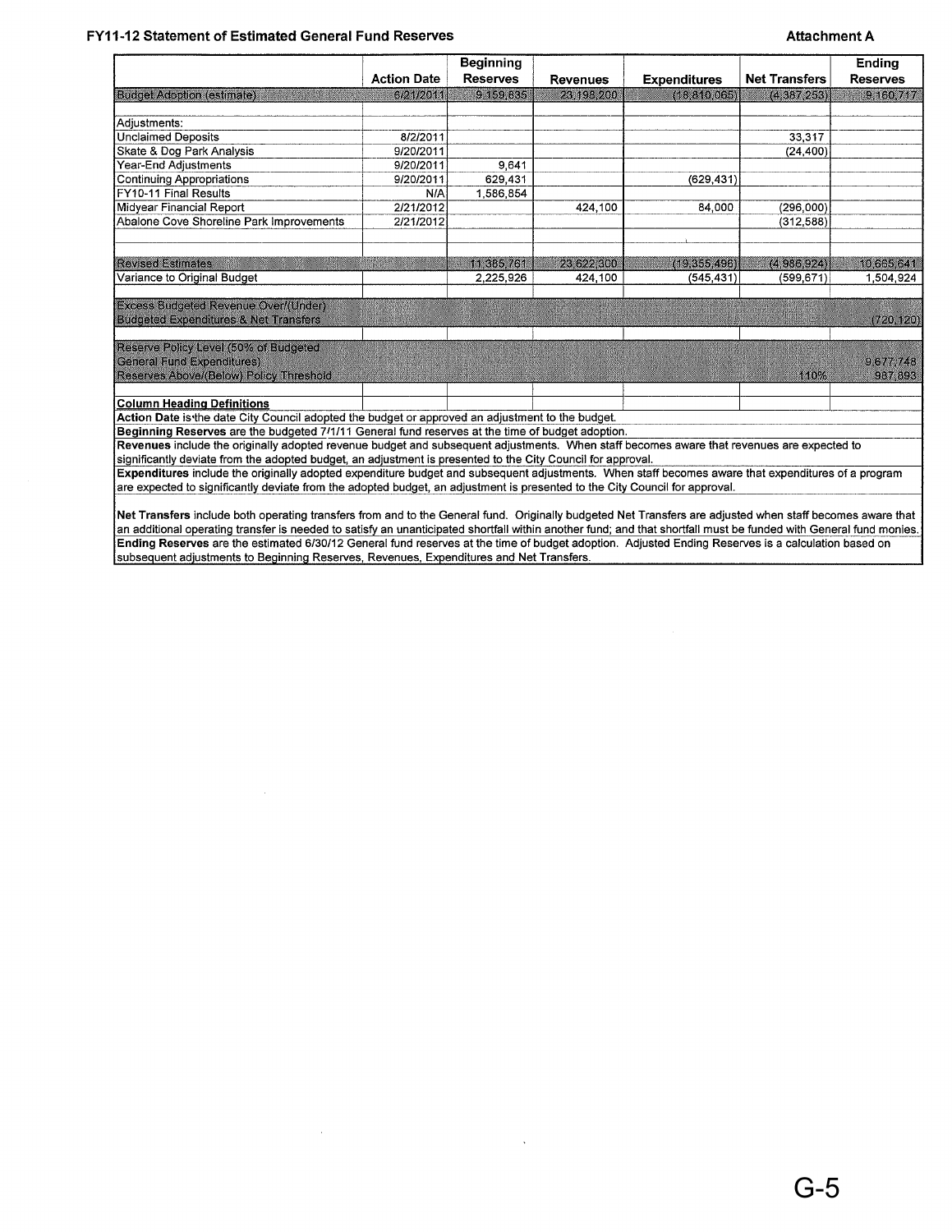## FY11-12 Statement of Estimated General Fund Reserves

**Attachment A**

| | Action Date | Beginning Reserves | Revenues | Expenditures | Net Transfers | Ending Reserves |
|---|---|---|---|---|---|---|
| Budget Adoption (estimate) | 6/21/2011 | 9,159,835 | 23,198,200 | (18,810,065) | (4,387,253) | 9,160,717 |
| | | | | | | |
| Adjustments: | | | | | | |
| Unclaimed Deposits | 8/2/2011 | | | | 33,317 | |
| Skate & Dog Park Analysis | 9/20/2011 | | | | (24,400) | |
| Year-End Adjustments | 9/20/2011 | 9,641 | | | | |
| Continuing Appropriations | 9/20/2011 | 629,431 | | (629,431) | | |
| FY10-11 Final Results | N/A | 1,586,854 | | | | |
| Midyear Financial Report | 2/21/2012 | | 424,100 | 84,000 | (296,000) | |
| Abalone Cove Shoreline Park Improvements | 2/21/2012 | | | | (312,588) | |
| | | | | | | |
| Revised Estimates | | 11,385,761 | 23,622,300 | (19,355,496) | (4,986,924) | 10,665,641 |
| Variance to Original Budget | | 2,225,926 | 424,100 | (545,431) | (599,671) | 1,504,924 |
| | | | | | | |
| Excess Budgeted Revenue Over/(Under) Budgeted Expenditures & Net Transfers | | | | | | (720,120) |
| | | | | | | |
| Reserve Policy Level (50% of Budgeted General Fund Expenditures) | | | | | | 9,677,748 |
| Reserves Above/(Below) Policy Threshold | | | | | 110% | 987,893 |

**Column Heading Definitions**

**Action Date** is the date City Council adopted the budget or approved an adjustment to the budget.

**Beginning Reserves** are the budgeted 7/1/11 General fund reserves at the time of budget adoption.

**Revenues** include the originally adopted revenue budget and subsequent adjustments. When staff becomes aware that revenues are expected to significantly deviate from the adopted budget, an adjustment is presented to the City Council for approval.

**Expenditures** include the originally adopted expenditure budget and subsequent adjustments. When staff becomes aware that expenditures of a program are expected to significantly deviate from the adopted budget, an adjustment is presented to the City Council for approval.

**Net Transfers** include both operating transfers from and to the General fund. Originally budgeted Net Transfers are adjusted when staff becomes aware that an additional operating transfer is needed to satisfy an unanticipated shortfall within another fund; and that shortfall must be funded with General fund monies.

**Ending Reserves** are the estimated 6/30/12 General fund reserves at the time of budget adoption. Adjusted Ending Reserves is a calculation based on subsequent adjustments to Beginning Reserves, Revenues, Expenditures and Net Transfers.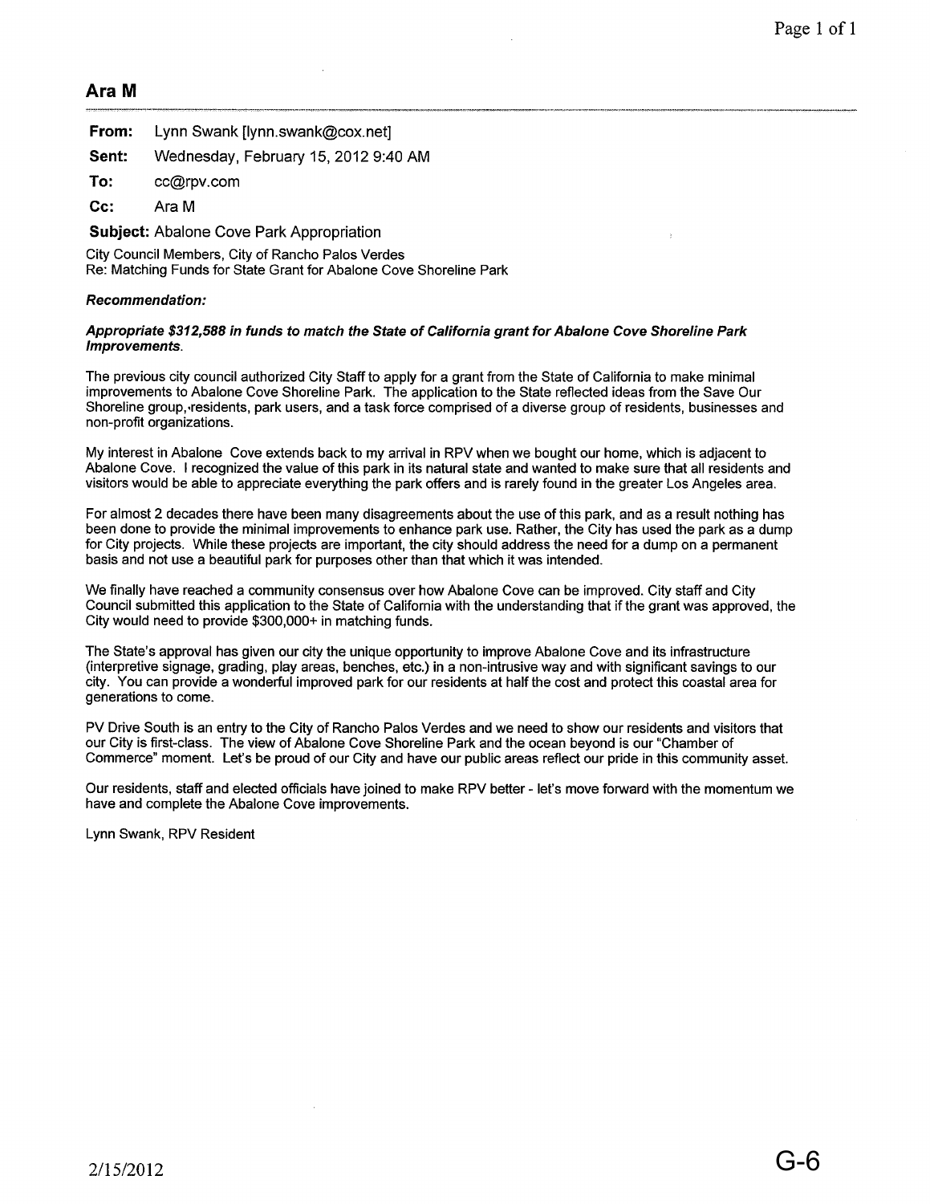## Ara M

**From:** Lynn Swank [lynn.swank@cox.net]

**Sent:** Wednesday, February 15, 2012 9:40 AM

**To:** cc@rpv.com

**Cc:** Ara M

**Subject:** Abalone Cove Park Appropriation

City Council Members, City of Rancho Palos Verdes
Re: Matching Funds for State Grant for Abalone Cove Shoreline Park

***Recommendation:***

***Appropriate $312,588 in funds to match the State of California grant for Abalone Cove Shoreline Park Improvements.***

The previous city council authorized City Staff to apply for a grant from the State of California to make minimal improvements to Abalone Cove Shoreline Park. The application to the State reflected ideas from the Save Our Shoreline group, residents, park users, and a task force comprised of a diverse group of residents, businesses and non-profit organizations.

My interest in Abalone Cove extends back to my arrival in RPV when we bought our home, which is adjacent to Abalone Cove. I recognized the value of this park in its natural state and wanted to make sure that all residents and visitors would be able to appreciate everything the park offers and is rarely found in the greater Los Angeles area.

For almost 2 decades there have been many disagreements about the use of this park, and as a result nothing has been done to provide the minimal improvements to enhance park use. Rather, the City has used the park as a dump for City projects. While these projects are important, the city should address the need for a dump on a permanent basis and not use a beautiful park for purposes other than that which it was intended.

We finally have reached a community consensus over how Abalone Cove can be improved. City staff and City Council submitted this application to the State of California with the understanding that if the grant was approved, the City would need to provide $300,000+ in matching funds.

The State's approval has given our city the unique opportunity to improve Abalone Cove and its infrastructure (interpretive signage, grading, play areas, benches, etc.) in a non-intrusive way and with significant savings to our city. You can provide a wonderful improved park for our residents at half the cost and protect this coastal area for generations to come.

PV Drive South is an entry to the City of Rancho Palos Verdes and we need to show our residents and visitors that our City is first-class. The view of Abalone Cove Shoreline Park and the ocean beyond is our "Chamber of Commerce" moment. Let's be proud of our City and have our public areas reflect our pride in this community asset.

Our residents, staff and elected officials have joined to make RPV better - let's move forward with the momentum we have and complete the Abalone Cove improvements.

Lynn Swank, RPV Resident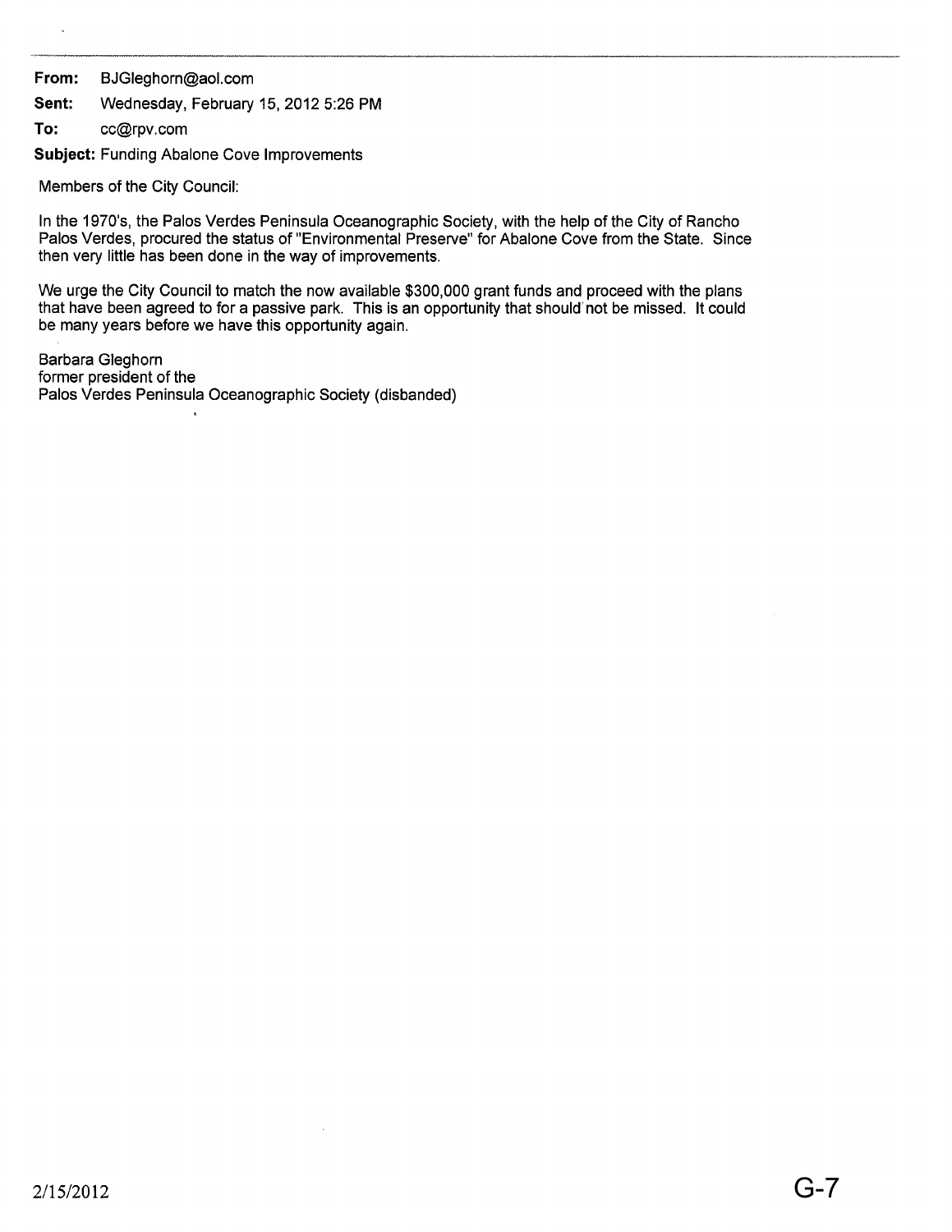**From:** BJGleghorn@aol.com

**Sent:** Wednesday, February 15, 2012 5:26 PM

**To:** cc@rpv.com

**Subject:** Funding Abalone Cove Improvements

Members of the City Council:

In the 1970's, the Palos Verdes Peninsula Oceanographic Society, with the help of the City of Rancho Palos Verdes, procured the status of "Environmental Preserve" for Abalone Cove from the State. Since then very little has been done in the way of improvements.

We urge the City Council to match the now available $300,000 grant funds and proceed with the plans that have been agreed to for a passive park. This is an opportunity that should not be missed. It could be many years before we have this opportunity again.

Barbara Gleghorn
former president of the
Palos Verdes Peninsula Oceanographic Society (disbanded)

2/15/2012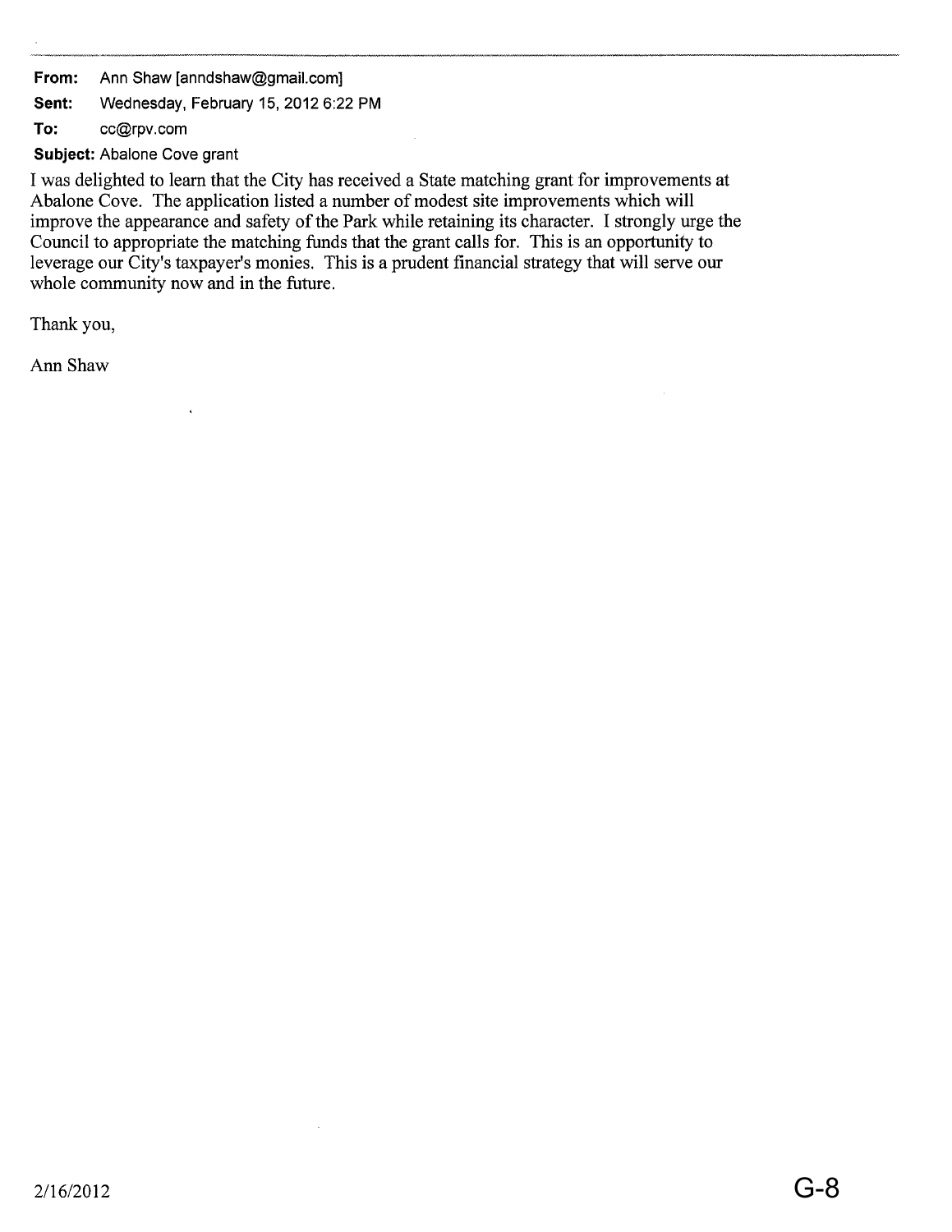**From:** Ann Shaw [anndshaw@gmail.com]

**Sent:** Wednesday, February 15, 2012 6:22 PM

**To:** cc@rpv.com

**Subject:** Abalone Cove grant

I was delighted to learn that the City has received a State matching grant for improvements at Abalone Cove. The application listed a number of modest site improvements which will improve the appearance and safety of the Park while retaining its character. I strongly urge the Council to appropriate the matching funds that the grant calls for. This is an opportunity to leverage our City's taxpayer's monies. This is a prudent financial strategy that will serve our whole community now and in the future.

Thank you,

Ann Shaw